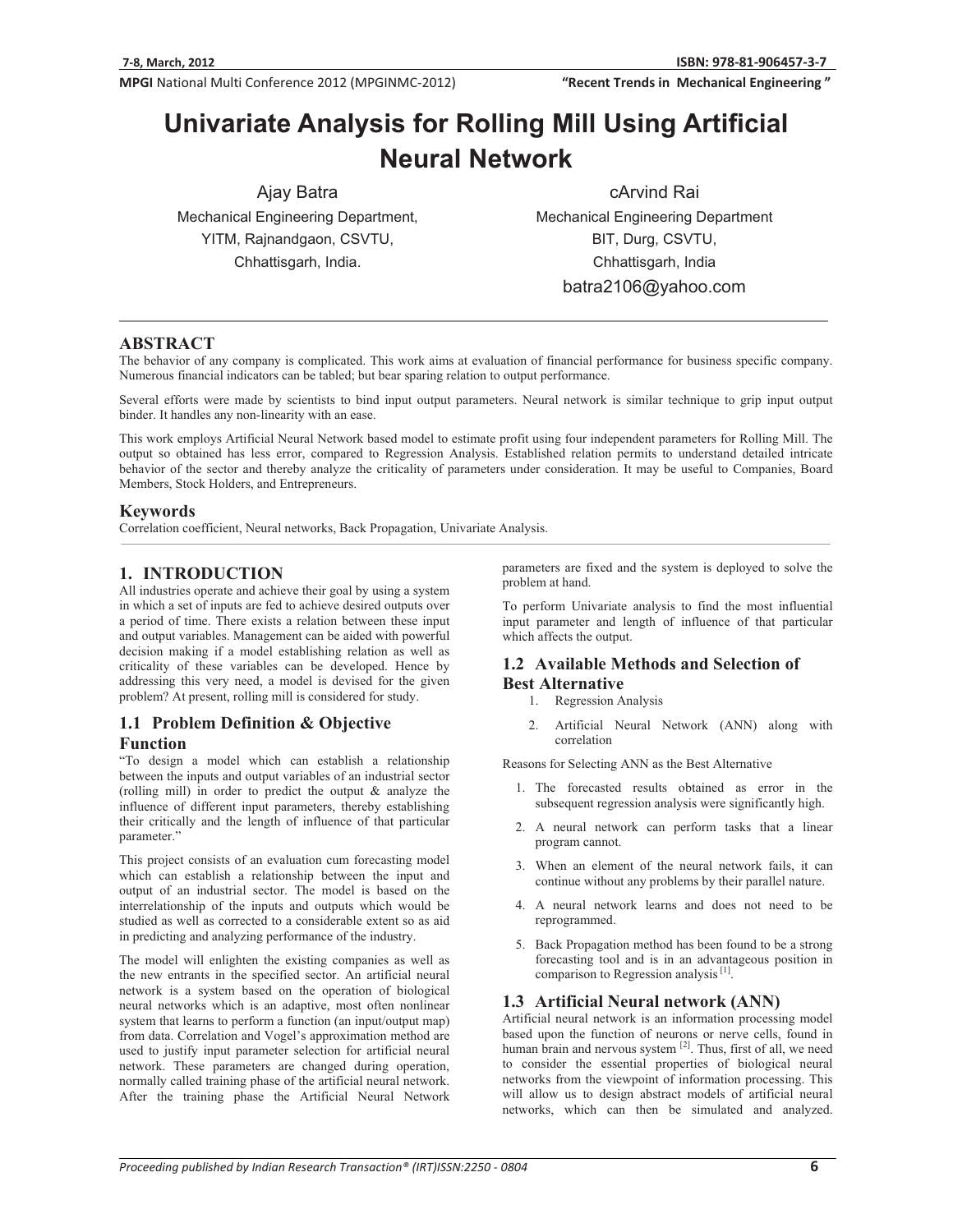# Univariate Analysis for Rolling Mill Using Artificial Neural Network

Ajay Batra
Mechanical Engineering Department,
YITM, Rajnandgaon, CSVTU,
Chhattisgarh, India.

cArvind Rai
Mechanical Engineering Department
BIT, Durg, CSVTU,
Chhattisgarh, India
batra2106@yahoo.com

## ABSTRACT

The behavior of any company is complicated. This work aims at evaluation of financial performance for business specific company. Numerous financial indicators can be tabled; but bear sparing relation to output performance.

Several efforts were made by scientists to bind input output parameters. Neural network is similar technique to grip input output binder. It handles any non-linearity with an ease.

This work employs Artificial Neural Network based model to estimate profit using four independent parameters for Rolling Mill. The output so obtained has less error, compared to Regression Analysis. Established relation permits to understand detailed intricate behavior of the sector and thereby analyze the criticality of parameters under consideration. It may be useful to Companies, Board Members, Stock Holders, and Entrepreneurs.

### Keywords

Correlation coefficient, Neural networks, Back Propagation, Univariate Analysis.

## 1. INTRODUCTION

All industries operate and achieve their goal by using a system in which a set of inputs are fed to achieve desired outputs over a period of time. There exists a relation between these input and output variables. Management can be aided with powerful decision making if a model establishing relation as well as criticality of these variables can be developed. Hence by addressing this very need, a model is devised for the given problem? At present, rolling mill is considered for study.

### 1.1 Problem Definition & Objective Function

"To design a model which can establish a relationship between the inputs and output variables of an industrial sector (rolling mill) in order to predict the output & analyze the influence of different input parameters, thereby establishing their critically and the length of influence of that particular parameter."

This project consists of an evaluation cum forecasting model which can establish a relationship between the input and output of an industrial sector. The model is based on the interrelationship of the inputs and outputs which would be studied as well as corrected to a considerable extent so as aid in predicting and analyzing performance of the industry.

The model will enlighten the existing companies as well as the new entrants in the specified sector. An artificial neural network is a system based on the operation of biological neural networks which is an adaptive, most often nonlinear system that learns to perform a function (an input/output map) from data. Correlation and Vogel's approximation method are used to justify input parameter selection for artificial neural network. These parameters are changed during operation, normally called training phase of the artificial neural network. After the training phase the Artificial Neural Network parameters are fixed and the system is deployed to solve the problem at hand.

To perform Univariate analysis to find the most influential input parameter and length of influence of that particular which affects the output.

### 1.2 Available Methods and Selection of Best Alternative

1. Regression Analysis
2. Artificial Neural Network (ANN) along with correlation

Reasons for Selecting ANN as the Best Alternative

1. The forecasted results obtained as error in the subsequent regression analysis were significantly high.
2. A neural network can perform tasks that a linear program cannot.
3. When an element of the neural network fails, it can continue without any problems by their parallel nature.
4. A neural network learns and does not need to be reprogrammed.
5. Back Propagation method has been found to be a strong forecasting tool and is in an advantageous position in comparison to Regression analysis [1].

### 1.3 Artificial Neural network (ANN)

Artificial neural network is an information processing model based upon the function of neurons or nerve cells, found in human brain and nervous system [2]. Thus, first of all, we need to consider the essential properties of biological neural networks from the viewpoint of information processing. This will allow us to design abstract models of artificial neural networks, which can then be simulated and analyzed.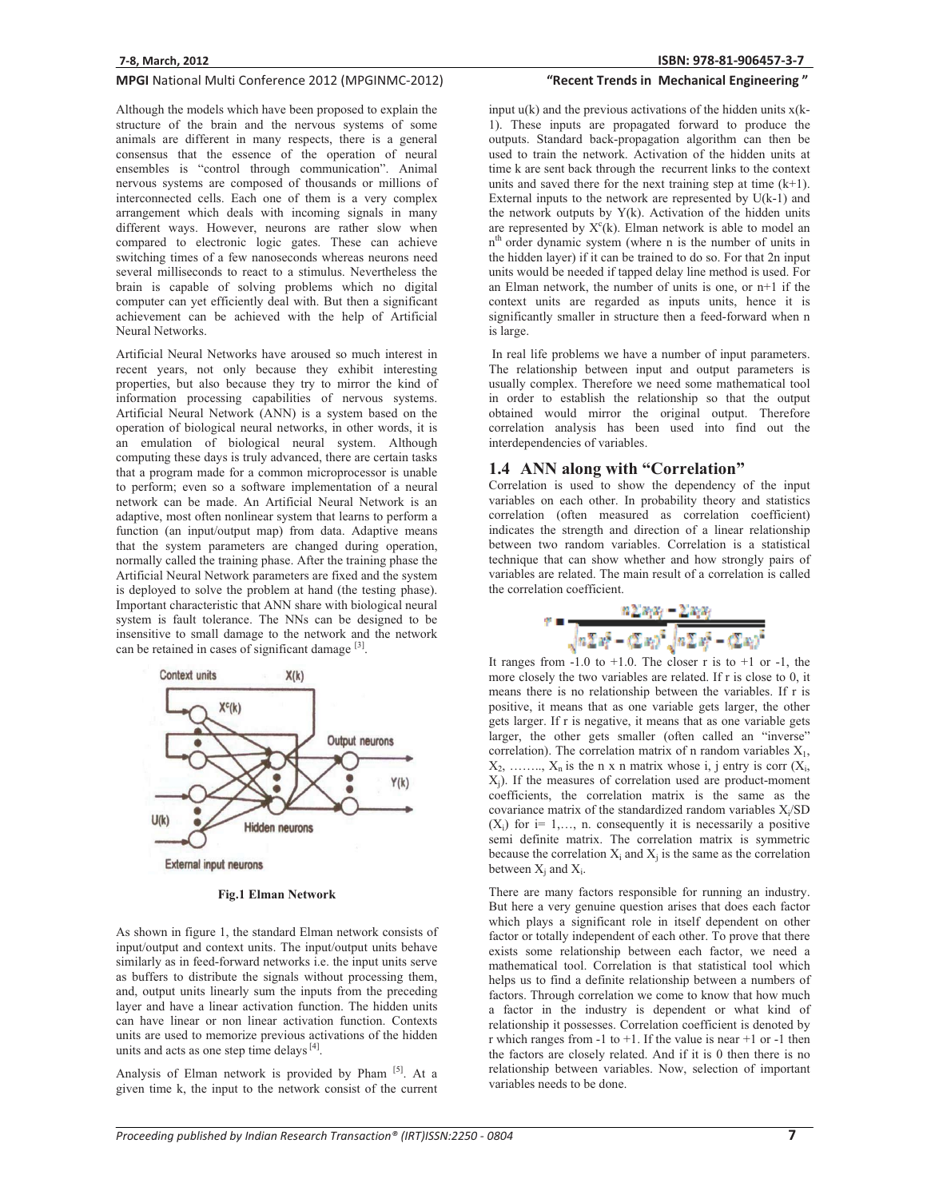Although the models which have been proposed to explain the structure of the brain and the nervous systems of some animals are different in many respects, there is a general consensus that the essence of the operation of neural ensembles is "control through communication". Animal nervous systems are composed of thousands or millions of interconnected cells. Each one of them is a very complex arrangement which deals with incoming signals in many different ways. However, neurons are rather slow when compared to electronic logic gates. These can achieve switching times of a few nanoseconds whereas neurons need several milliseconds to react to a stimulus. Nevertheless the brain is capable of solving problems which no digital computer can yet efficiently deal with. But then a significant achievement can be achieved with the help of Artificial Neural Networks.

Artificial Neural Networks have aroused so much interest in recent years, not only because they exhibit interesting properties, but also because they try to mirror the kind of information processing capabilities of nervous systems. Artificial Neural Network (ANN) is a system based on the operation of biological neural networks, in other words, it is an emulation of biological neural system. Although computing these days is truly advanced, there are certain tasks that a program made for a common microprocessor is unable to perform; even so a software implementation of a neural network can be made. An Artificial Neural Network is an adaptive, most often nonlinear system that learns to perform a function (an input/output map) from data. Adaptive means that the system parameters are changed during operation, normally called the training phase. After the training phase the Artificial Neural Network parameters are fixed and the system is deployed to solve the problem at hand (the testing phase). Important characteristic that ANN share with biological neural system is fault tolerance. The NNs can be designed to be insensitive to small damage to the network and the network can be retained in cases of significant damage [3].

**Fig.1 Elman Network**

As shown in figure 1, the standard Elman network consists of input/output and context units. The input/output units behave similarly as in feed-forward networks i.e. the input units serve as buffers to distribute the signals without processing them, and, output units linearly sum the inputs from the preceding layer and have a linear activation function. The hidden units can have linear or non linear activation function. Contexts units are used to memorize previous activations of the hidden units and acts as one step time delays [4].

Analysis of Elman network is provided by Pham [5]. At a given time k, the input to the network consist of the current input u(k) and the previous activations of the hidden units x(k-1). These inputs are propagated forward to produce the outputs. Standard back-propagation algorithm can then be used to train the network. Activation of the hidden units at time k are sent back through the recurrent links to the context units and saved there for the next training step at time (k+1). External inputs to the network are represented by U(k-1) and the network outputs by Y(k). Activation of the hidden units are represented by $X^c(k)$. Elman network is able to model an $n^{th}$ order dynamic system (where n is the number of units in the hidden layer) if it can be trained to do so. For that 2n input units would be needed if tapped delay line method is used. For an Elman network, the number of units is one, or n+1 if the context units are regarded as inputs units, hence it is significantly smaller in structure then a feed-forward when n is large.

In real life problems we have a number of input parameters. The relationship between input and output parameters is usually complex. Therefore we need some mathematical tool in order to establish the relationship so that the output obtained would mirror the original output. Therefore correlation analysis has been used into find out the interdependencies of variables.

## 1.4 ANN along with "Correlation"

Correlation is used to show the dependency of the input variables on each other. In probability theory and statistics correlation (often measured as correlation coefficient) indicates the strength and direction of a linear relationship between two random variables. Correlation is a statistical technique that can show whether and how strongly pairs of variables are related. The main result of a correlation is called the correlation coefficient.

$$r = \frac{n\sum x_i y_i - \sum x_i y_i}{\sqrt{n\sum x_i^2 - (\sum x_i)^2}\sqrt{n\sum y_i^2 - (\sum y_i)^2}}$$

It ranges from -1.0 to +1.0. The closer r is to +1 or -1, the more closely the two variables are related. If r is close to 0, it means there is no relationship between the variables. If r is positive, it means that as one variable gets larger, the other gets larger. If r is negative, it means that as one variable gets larger, the other gets smaller (often called an "inverse" correlation). The correlation matrix of n random variables $X_1$, $X_2$, ……., $X_n$ is the n x n matrix whose i, j entry is corr ($X_i$, $X_j$). If the measures of correlation used are product-moment coefficients, the correlation matrix is the same as the covariance matrix of the standardized random variables $X_i$/SD ($X_i$) for i= 1,…, n. consequently it is necessarily a positive semi definite matrix. The correlation matrix is symmetric because the correlation $X_i$ and $X_j$ is the same as the correlation between $X_j$ and $X_i$.

There are many factors responsible for running an industry. But here a very genuine question arises that does each factor which plays a significant role in itself dependent on other factor or totally independent of each other. To prove that there exists some relationship between each factor, we need a mathematical tool. Correlation is that statistical tool which helps us to find a definite relationship between a numbers of factors. Through correlation we come to know that how much a factor in the industry is dependent or what kind of relationship it possesses. Correlation coefficient is denoted by r which ranges from -1 to +1. If the value is near +1 or -1 then the factors are closely related. And if it is 0 then there is no relationship between variables. Now, selection of important variables needs to be done.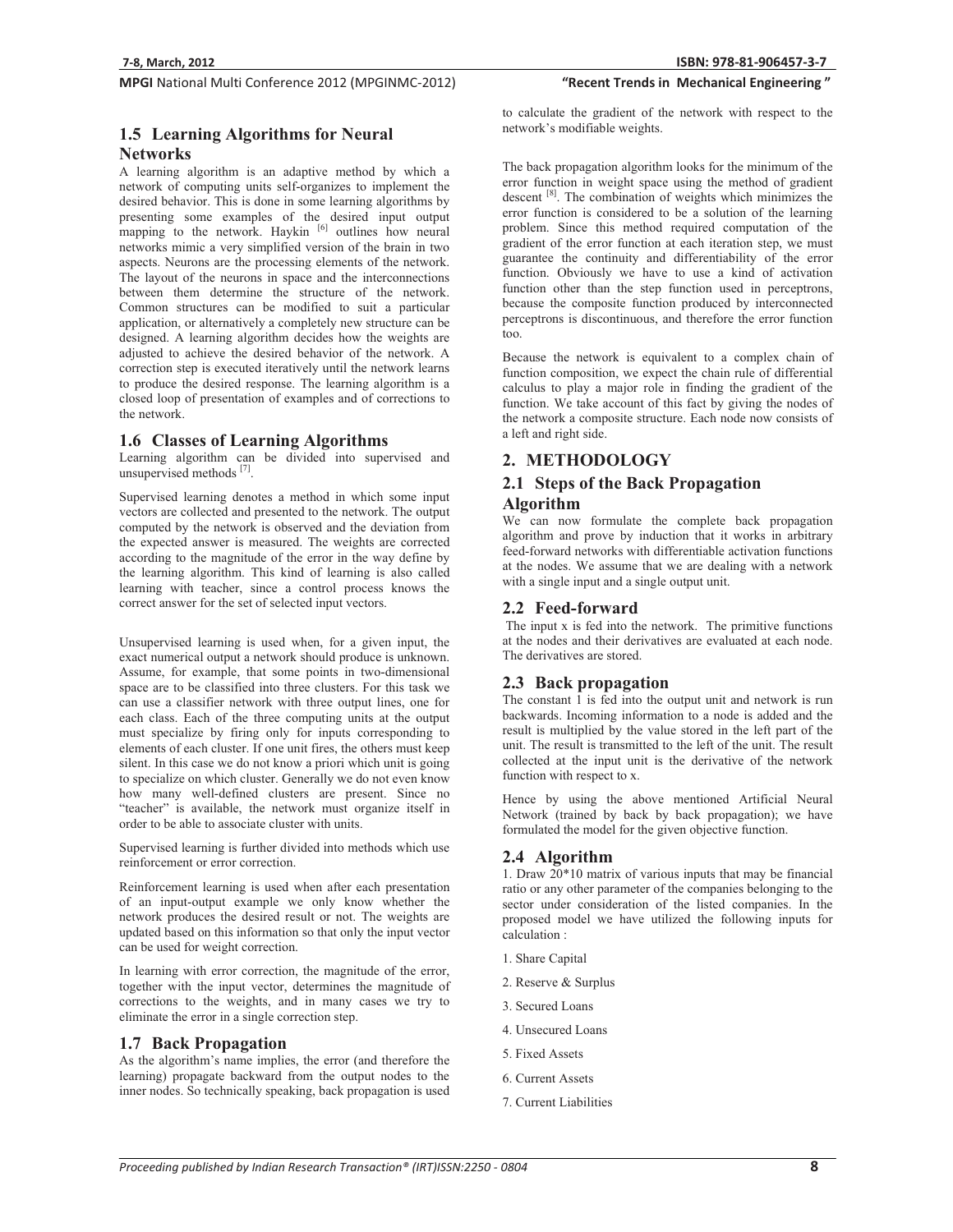## 1.5 Learning Algorithms for Neural Networks

A learning algorithm is an adaptive method by which a network of computing units self-organizes to implement the desired behavior. This is done in some learning algorithms by presenting some examples of the desired input output mapping to the network. Haykin [6] outlines how neural networks mimic a very simplified version of the brain in two aspects. Neurons are the processing elements of the network. The layout of the neurons in space and the interconnections between them determine the structure of the network. Common structures can be modified to suit a particular application, or alternatively a completely new structure can be designed. A learning algorithm decides how the weights are adjusted to achieve the desired behavior of the network. A correction step is executed iteratively until the network learns to produce the desired response. The learning algorithm is a closed loop of presentation of examples and of corrections to the network.

## 1.6 Classes of Learning Algorithms

Learning algorithm can be divided into supervised and unsupervised methods [7].

Supervised learning denotes a method in which some input vectors are collected and presented to the network. The output computed by the network is observed and the deviation from the expected answer is measured. The weights are corrected according to the magnitude of the error in the way define by the learning algorithm. This kind of learning is also called learning with teacher, since a control process knows the correct answer for the set of selected input vectors.

Unsupervised learning is used when, for a given input, the exact numerical output a network should produce is unknown. Assume, for example, that some points in two-dimensional space are to be classified into three clusters. For this task we can use a classifier network with three output lines, one for each class. Each of the three computing units at the output must specialize by firing only for inputs corresponding to elements of each cluster. If one unit fires, the others must keep silent. In this case we do not know a priori which unit is going to specialize on which cluster. Generally we do not even know how many well-defined clusters are present. Since no "teacher" is available, the network must organize itself in order to be able to associate cluster with units.

Supervised learning is further divided into methods which use reinforcement or error correction.

Reinforcement learning is used when after each presentation of an input-output example we only know whether the network produces the desired result or not. The weights are updated based on this information so that only the input vector can be used for weight correction.

In learning with error correction, the magnitude of the error, together with the input vector, determines the magnitude of corrections to the weights, and in many cases we try to eliminate the error in a single correction step.

## 1.7 Back Propagation

As the algorithm's name implies, the error (and therefore the learning) propagate backward from the output nodes to the inner nodes. So technically speaking, back propagation is used to calculate the gradient of the network with respect to the network's modifiable weights.

The back propagation algorithm looks for the minimum of the error function in weight space using the method of gradient descent [8]. The combination of weights which minimizes the error function is considered to be a solution of the learning problem. Since this method required computation of the gradient of the error function at each iteration step, we must guarantee the continuity and differentiability of the error function. Obviously we have to use a kind of activation function other than the step function used in perceptrons, because the composite function produced by interconnected perceptrons is discontinuous, and therefore the error function too.

Because the network is equivalent to a complex chain of function composition, we expect the chain rule of differential calculus to play a major role in finding the gradient of the function. We take account of this fact by giving the nodes of the network a composite structure. Each node now consists of a left and right side.

# 2. METHODOLOGY

## 2.1 Steps of the Back Propagation Algorithm

We can now formulate the complete back propagation algorithm and prove by induction that it works in arbitrary feed-forward networks with differentiable activation functions at the nodes. We assume that we are dealing with a network with a single input and a single output unit.

## 2.2 Feed-forward

The input x is fed into the network. The primitive functions at the nodes and their derivatives are evaluated at each node. The derivatives are stored.

## 2.3 Back propagation

The constant 1 is fed into the output unit and network is run backwards. Incoming information to a node is added and the result is multiplied by the value stored in the left part of the unit. The result is transmitted to the left of the unit. The result collected at the input unit is the derivative of the network function with respect to x.

Hence by using the above mentioned Artificial Neural Network (trained by back by back propagation); we have formulated the model for the given objective function.

## 2.4 Algorithm

1. Draw 20*10 matrix of various inputs that may be financial ratio or any other parameter of the companies belonging to the sector under consideration of the listed companies. In the proposed model we have utilized the following inputs for calculation :

1. Share Capital
2. Reserve & Surplus
3. Secured Loans
4. Unsecured Loans
5. Fixed Assets
6. Current Assets
7. Current Liabilities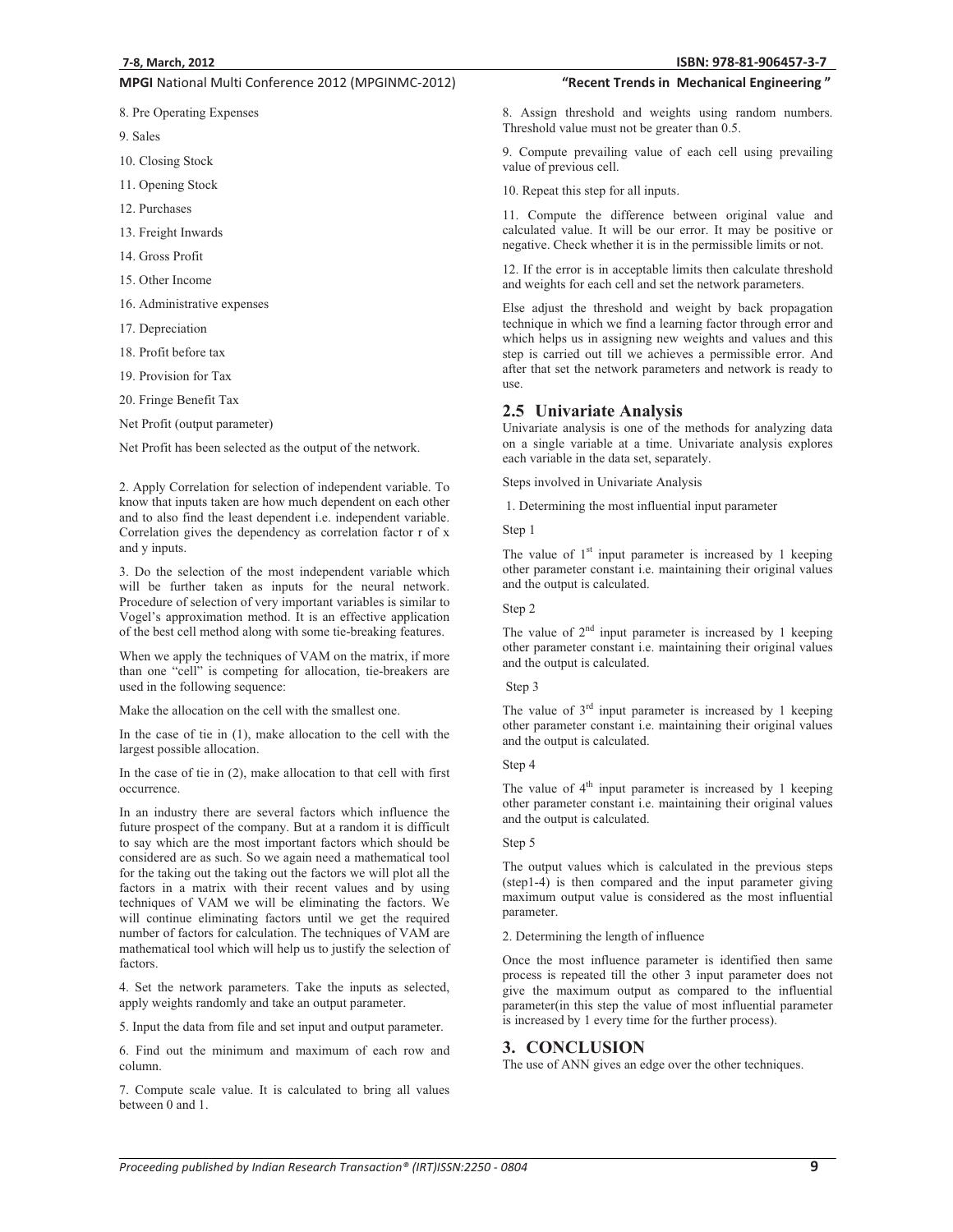8. Pre Operating Expenses

9. Sales

10. Closing Stock

11. Opening Stock

12. Purchases

13. Freight Inwards

14. Gross Profit

15. Other Income

16. Administrative expenses

17. Depreciation

18. Profit before tax

19. Provision for Tax

20. Fringe Benefit Tax

Net Profit (output parameter)

Net Profit has been selected as the output of the network.

2. Apply Correlation for selection of independent variable. To know that inputs taken are how much dependent on each other and to also find the least dependent i.e. independent variable. Correlation gives the dependency as correlation factor r of x and y inputs.

3. Do the selection of the most independent variable which will be further taken as inputs for the neural network. Procedure of selection of very important variables is similar to Vogel's approximation method. It is an effective application of the best cell method along with some tie-breaking features.

When we apply the techniques of VAM on the matrix, if more than one "cell" is competing for allocation, tie-breakers are used in the following sequence:

Make the allocation on the cell with the smallest one.

In the case of tie in (1), make allocation to the cell with the largest possible allocation.

In the case of tie in (2), make allocation to that cell with first occurrence.

In an industry there are several factors which influence the future prospect of the company. But at a random it is difficult to say which are the most important factors which should be considered are as such. So we again need a mathematical tool for the taking out the taking out the factors we will plot all the factors in a matrix with their recent values and by using techniques of VAM we will be eliminating the factors. We will continue eliminating factors until we get the required number of factors for calculation. The techniques of VAM are mathematical tool which will help us to justify the selection of factors.

4. Set the network parameters. Take the inputs as selected, apply weights randomly and take an output parameter.

5. Input the data from file and set input and output parameter.

6. Find out the minimum and maximum of each row and column.

7. Compute scale value. It is calculated to bring all values between 0 and 1.

8. Assign threshold and weights using random numbers. Threshold value must not be greater than 0.5.

9. Compute prevailing value of each cell using prevailing value of previous cell.

10. Repeat this step for all inputs.

11. Compute the difference between original value and calculated value. It will be our error. It may be positive or negative. Check whether it is in the permissible limits or not.

12. If the error is in acceptable limits then calculate threshold and weights for each cell and set the network parameters.

Else adjust the threshold and weight by back propagation technique in which we find a learning factor through error and which helps us in assigning new weights and values and this step is carried out till we achieves a permissible error. And after that set the network parameters and network is ready to use.

## 2.5 Univariate Analysis

Univariate analysis is one of the methods for analyzing data on a single variable at a time. Univariate analysis explores each variable in the data set, separately.

Steps involved in Univariate Analysis

1. Determining the most influential input parameter

Step 1

The value of 1st input parameter is increased by 1 keeping other parameter constant i.e. maintaining their original values and the output is calculated.

Step 2

The value of 2nd input parameter is increased by 1 keeping other parameter constant i.e. maintaining their original values and the output is calculated.

Step 3

The value of 3rd input parameter is increased by 1 keeping other parameter constant i.e. maintaining their original values and the output is calculated.

Step 4

The value of 4th input parameter is increased by 1 keeping other parameter constant i.e. maintaining their original values and the output is calculated.

Step 5

The output values which is calculated in the previous steps (step1-4) is then compared and the input parameter giving maximum output value is considered as the most influential parameter.

2. Determining the length of influence

Once the most influence parameter is identified then same process is repeated till the other 3 input parameter does not give the maximum output as compared to the influential parameter(in this step the value of most influential parameter is increased by 1 every time for the further process).

# 3. CONCLUSION

The use of ANN gives an edge over the other techniques.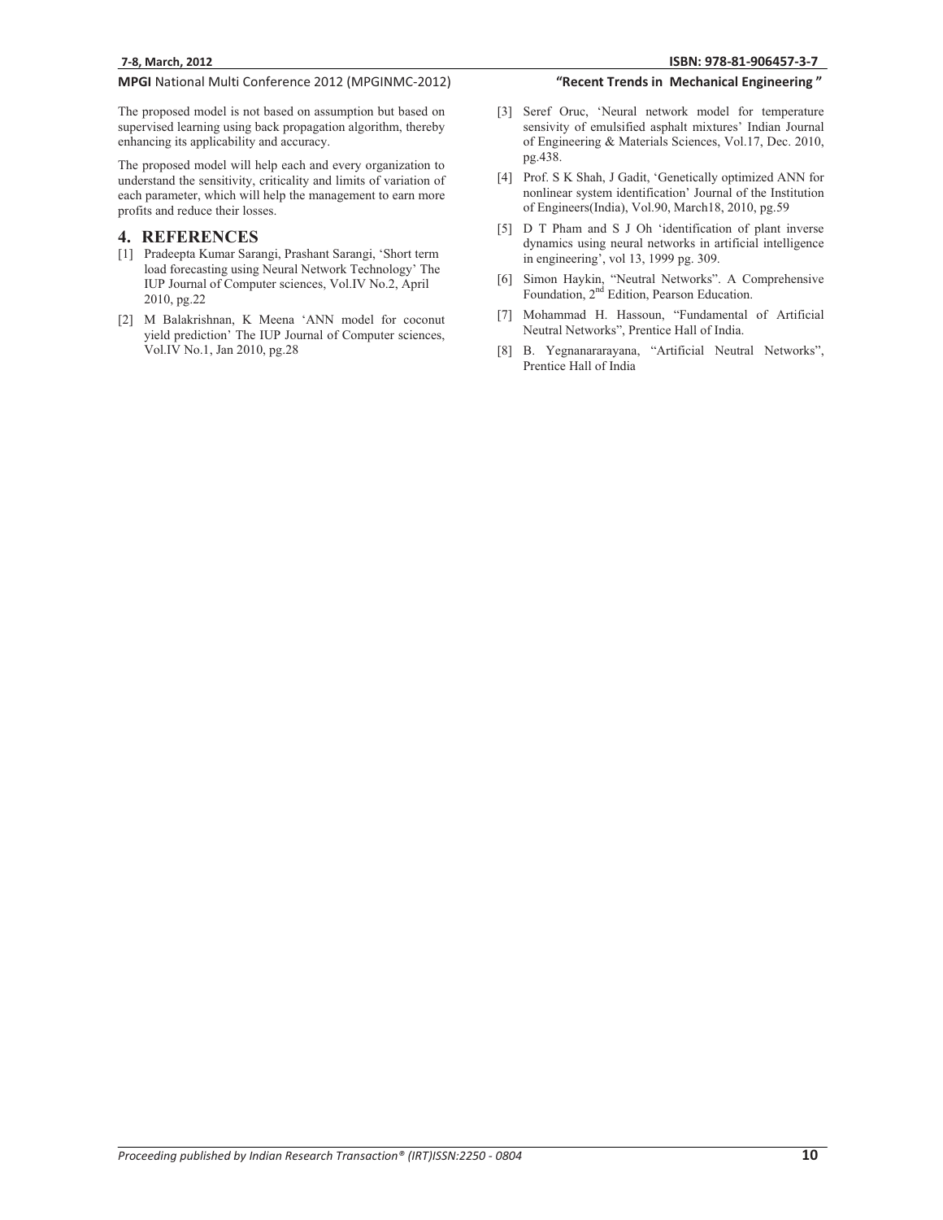The proposed model is not based on assumption but based on supervised learning using back propagation algorithm, thereby enhancing its applicability and accuracy.

The proposed model will help each and every organization to understand the sensitivity, criticality and limits of variation of each parameter, which will help the management to earn more profits and reduce their losses.

## 4. REFERENCES

[1] Pradeepta Kumar Sarangi, Prashant Sarangi, 'Short term load forecasting using Neural Network Technology' The IUP Journal of Computer sciences, Vol.IV No.2, April 2010, pg.22

[2] M Balakrishnan, K Meena 'ANN model for coconut yield prediction' The IUP Journal of Computer sciences, Vol.IV No.1, Jan 2010, pg.28

[3] Seref Oruc, 'Neural network model for temperature sensivity of emulsified asphalt mixtures' Indian Journal of Engineering & Materials Sciences, Vol.17, Dec. 2010, pg.438.

[4] Prof. S K Shah, J Gadit, 'Genetically optimized ANN for nonlinear system identification' Journal of the Institution of Engineers(India), Vol.90, March18, 2010, pg.59

[5] D T Pham and S J Oh 'identification of plant inverse dynamics using neural networks in artificial intelligence in engineering', vol 13, 1999 pg. 309.

[6] Simon Haykin, "Neutral Networks". A Comprehensive Foundation, 2nd Edition, Pearson Education.

[7] Mohammad H. Hassoun, "Fundamental of Artificial Neutral Networks", Prentice Hall of India.

[8] B. Yegnanararayana, "Artificial Neutral Networks", Prentice Hall of India